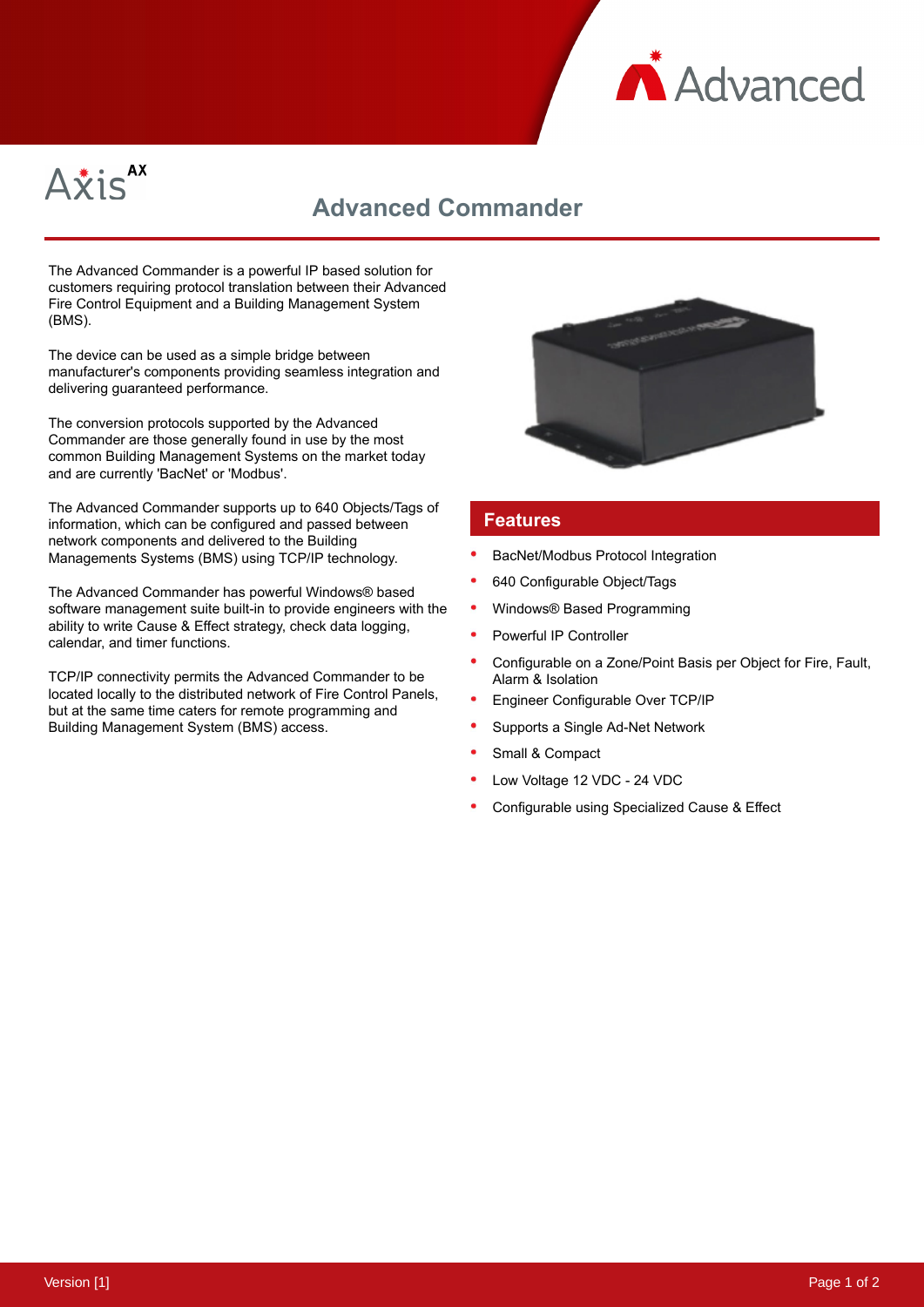# Advanced Commander

The Advanced Commander is a powerful IP based solution for customers requiring protocol translation between their Advanced Fire Control Equipment and a Building Management System (BMS).

The device can be used as a simple bridge between manufacturer's components providing seamless integration and delivering guaranteed performance.

The conversion protocols supported by the Advanced Commander are those generally found in use by the most common Building Management Systems on the market today and are currently 'BacNet' or 'Modbus'.

The Advanced Commander supports up to 640 Objects/Tags of information, which can be configured and passed between network components and delivered to the Building Managements Systems (BMS) using TCP/IP technology.

The Advanced Commander has powerful Windows® based software management suite built-in to provide engineers with the ability to write Cause & Effect strategy, check data logging, calendar, and timer functions.

TCP/IP connectivity permits the Advanced Commander to be located locally to the distributed network of Fire Control Panels, but at the same time caters for remote programming and Building Management System (BMS) access.

## Features

- BacNet/Modbus Protocol Integration
- 640 Configurable Object/Tags
- Windows® Based Programming
- Powerful IP Controller
- Configurable on a Zone/Point Basis per Object for Fire, Fault, Alarm & Isolation
- Engineer Configurable Over TCP/IP
- Supports a Single Ad-Net Network
- Small & Compact
- Low Voltage 12 VDC - 24 VDC
- Configurable using Specialized Cause & Effect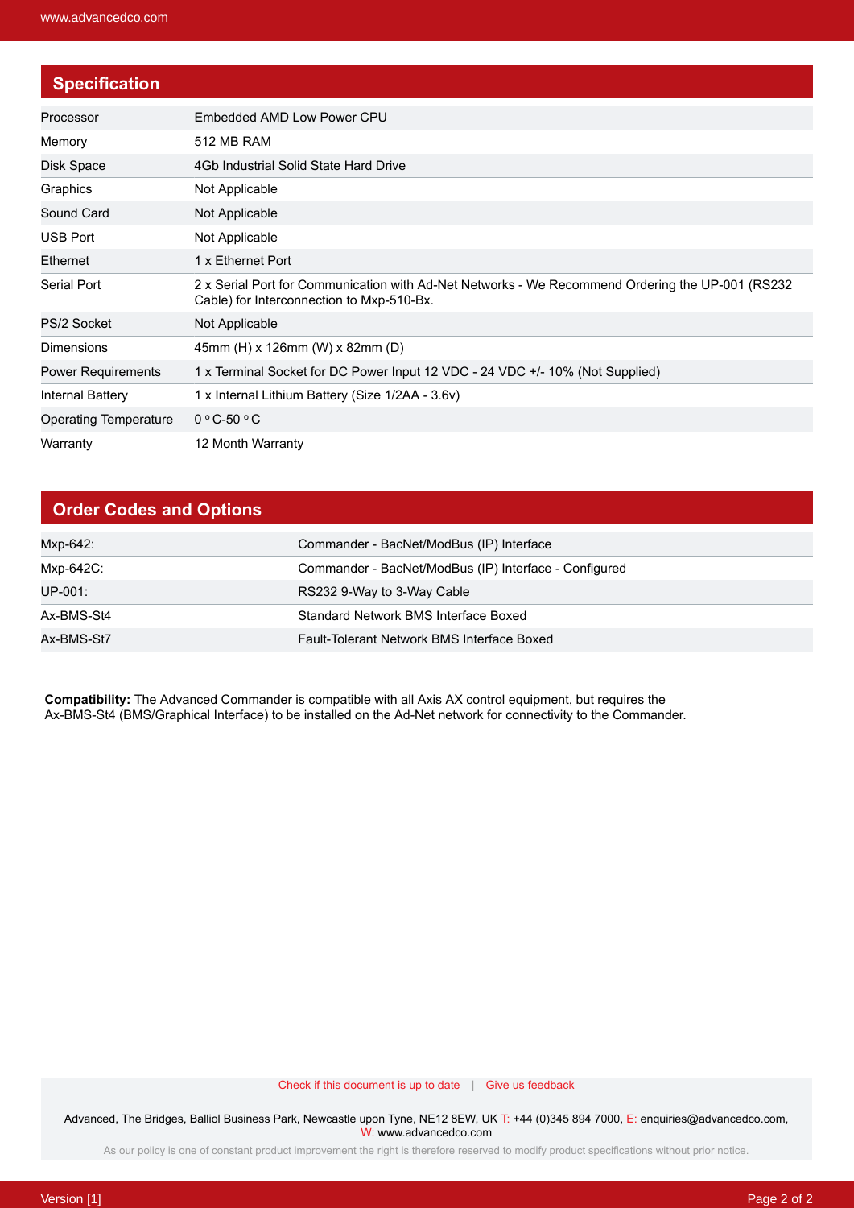## Specification

| | |
|---|---|
| Processor | Embedded AMD Low Power CPU |
| Memory | 512 MB RAM |
| Disk Space | 4Gb Industrial Solid State Hard Drive |
| Graphics | Not Applicable |
| Sound Card | Not Applicable |
| USB Port | Not Applicable |
| Ethernet | 1 x Ethernet Port |
| Serial Port | 2 x Serial Port for Communication with Ad-Net Networks - We Recommend Ordering the UP-001 (RS232 Cable) for Interconnection to Mxp-510-Bx. |
| PS/2 Socket | Not Applicable |
| Dimensions | 45mm (H) x 126mm (W) x 82mm (D) |
| Power Requirements | 1 x Terminal Socket for DC Power Input 12 VDC - 24 VDC +/- 10% (Not Supplied) |
| Internal Battery | 1 x Internal Lithium Battery (Size 1/2AA - 3.6v) |
| Operating Temperature | 0 °C-50 °C |
| Warranty | 12 Month Warranty |

## Order Codes and Options

| | |
|---|---|
| Mxp-642: | Commander - BacNet/ModBus (IP) Interface |
| Mxp-642C: | Commander - BacNet/ModBus (IP) Interface - Configured |
| UP-001: | RS232 9-Way to 3-Way Cable |
| Ax-BMS-St4 | Standard Network BMS Interface Boxed |
| Ax-BMS-St7 | Fault-Tolerant Network BMS Interface Boxed |

**Compatibility:** The Advanced Commander is compatible with all Axis AX control equipment, but requires the Ax-BMS-St4 (BMS/Graphical Interface) to be installed on the Ad-Net network for connectivity to the Commander.

Check if this document is up to date | Give us feedback

Advanced, The Bridges, Balliol Business Park, Newcastle upon Tyne, NE12 8EW, UK T: +44 (0)345 894 7000, E: enquiries@advancedco.com, W: www.advancedco.com

As our policy is one of constant product improvement the right is therefore reserved to modify product specifications without prior notice.

Version [1]